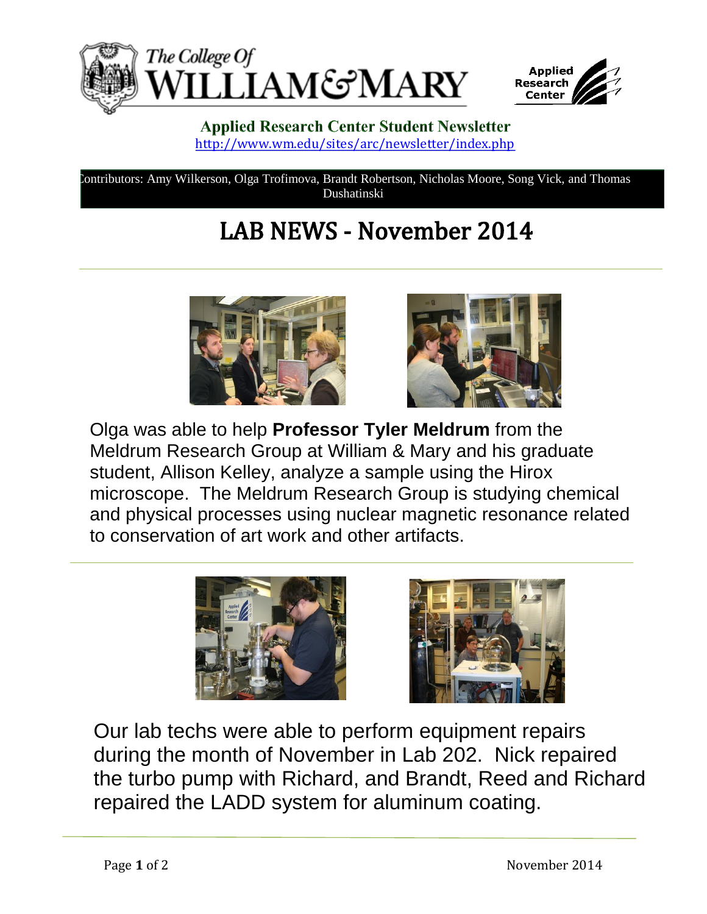**Applied Research Center Student Newsletter**

http://www.wm.edu/sites/arc/newsletter/index.php

Contributors: Amy Wilkerson, Olga Trofimova, Brandt Robertson, Nicholas Moore, Song Vick, and Thomas Dushatinski

# LAB NEWS - November 2014

Olga was able to help **Professor Tyler Meldrum** from the Meldrum Research Group at William & Mary and his graduate student, Allison Kelley, analyze a sample using the Hirox microscope. The Meldrum Research Group is studying chemical and physical processes using nuclear magnetic resonance related to conservation of art work and other artifacts.

Our lab techs were able to perform equipment repairs during the month of November in Lab 202. Nick repaired the turbo pump with Richard, and Brandt, Reed and Richard repaired the LADD system for aluminum coating.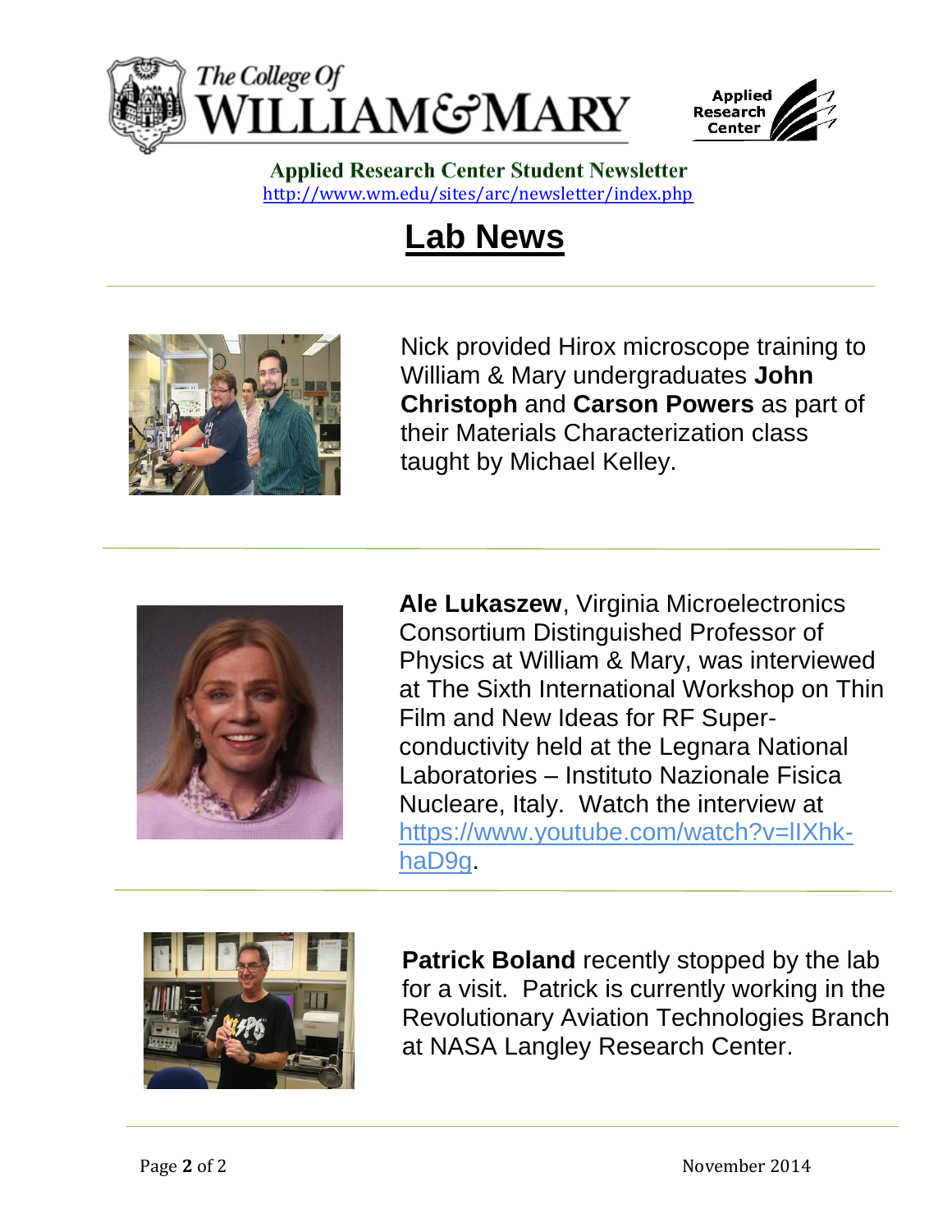**Applied Research Center Student Newsletter**
http://www.wm.edu/sites/arc/newsletter/index.php

# Lab News

Nick provided Hirox microscope training to William & Mary undergraduates **John Christoph** and **Carson Powers** as part of their Materials Characterization class taught by Michael Kelley.

**Ale Lukaszew**, Virginia Microelectronics Consortium Distinguished Professor of Physics at William & Mary, was interviewed at The Sixth International Workshop on Thin Film and New Ideas for RF Super-conductivity held at the Legnara National Laboratories – Instituto Nazionale Fisica Nucleare, Italy. Watch the interview at https://www.youtube.com/watch?v=lIXhk-haD9g.

**Patrick Boland** recently stopped by the lab for a visit. Patrick is currently working in the Revolutionary Aviation Technologies Branch at NASA Langley Research Center.

November 2014